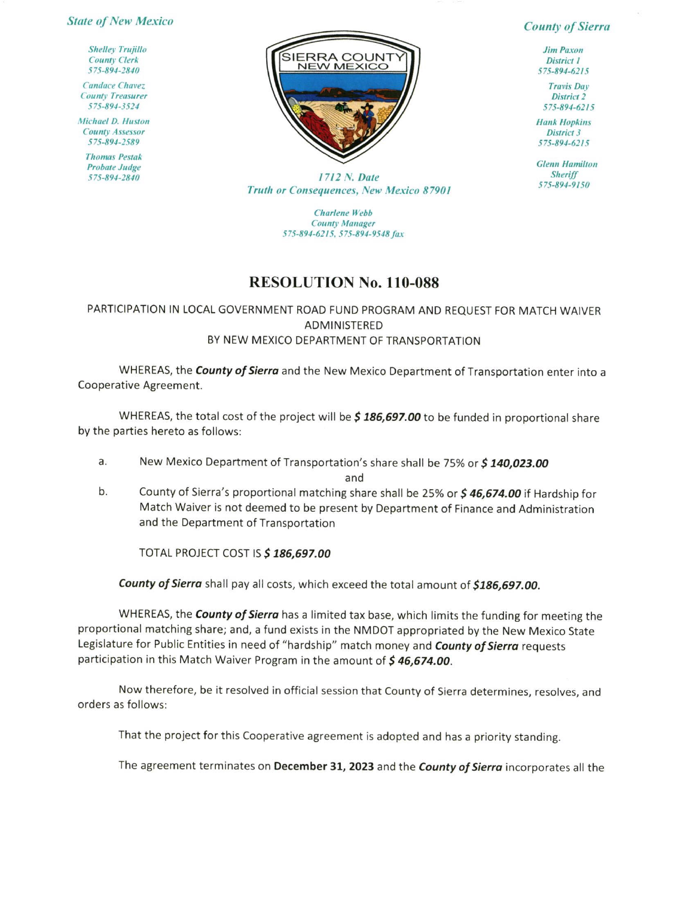*State of New Mexico*

*Shelley Trujillo*
*County Clerk*
*575-894-2840*

*Candace Chavez*
*County Treasurer*
*575-894-3524*

*Michael D. Huston*
*County Assessor*
*575-894-2589*

*Thomas Pestak*
*Probate Judge*
*575-894-2840*

SIERRA COUNTY
NEW MEXICO

*1712 N. Date*
*Truth or Consequences, New Mexico 87901*

*Charlene Webb*
*County Manager*
*575-894-6215, 575-894-9548 fax*

*County of Sierra*

*Jim Paxon*
*District 1*
*575-894-6215*

*Travis Day*
*District 2*
*575-894-6215*

*Hank Hopkins*
*District 3*
*575-894-6215*

*Glenn Hamilton*
*Sheriff*
*575-894-9150*

# RESOLUTION No. 110-088

PARTICIPATION IN LOCAL GOVERNMENT ROAD FUND PROGRAM AND REQUEST FOR MATCH WAIVER ADMINISTERED
BY NEW MEXICO DEPARTMENT OF TRANSPORTATION

WHEREAS, the ***County of Sierra*** and the New Mexico Department of Transportation enter into a Cooperative Agreement.

WHEREAS, the total cost of the project will be ***$ 186,697.00*** to be funded in proportional share by the parties hereto as follows:

a. New Mexico Department of Transportation's share shall be 75% or ***$ 140,023.00***

and

b. County of Sierra's proportional matching share shall be 25% or ***$ 46,674.00*** if Hardship for Match Waiver is not deemed to be present by Department of Finance and Administration and the Department of Transportation

TOTAL PROJECT COST IS ***$ 186,697.00***

***County of Sierra*** shall pay all costs, which exceed the total amount of ***$186,697.00.***

WHEREAS, the ***County of Sierra*** has a limited tax base, which limits the funding for meeting the proportional matching share; and, a fund exists in the NMDOT appropriated by the New Mexico State Legislature for Public Entities in need of "hardship" match money and ***County of Sierra*** requests participation in this Match Waiver Program in the amount of ***$ 46,674.00***.

Now therefore, be it resolved in official session that County of Sierra determines, resolves, and orders as follows:

That the project for this Cooperative agreement is adopted and has a priority standing.

The agreement terminates on **December 31, 2023** and the ***County of Sierra*** incorporates all the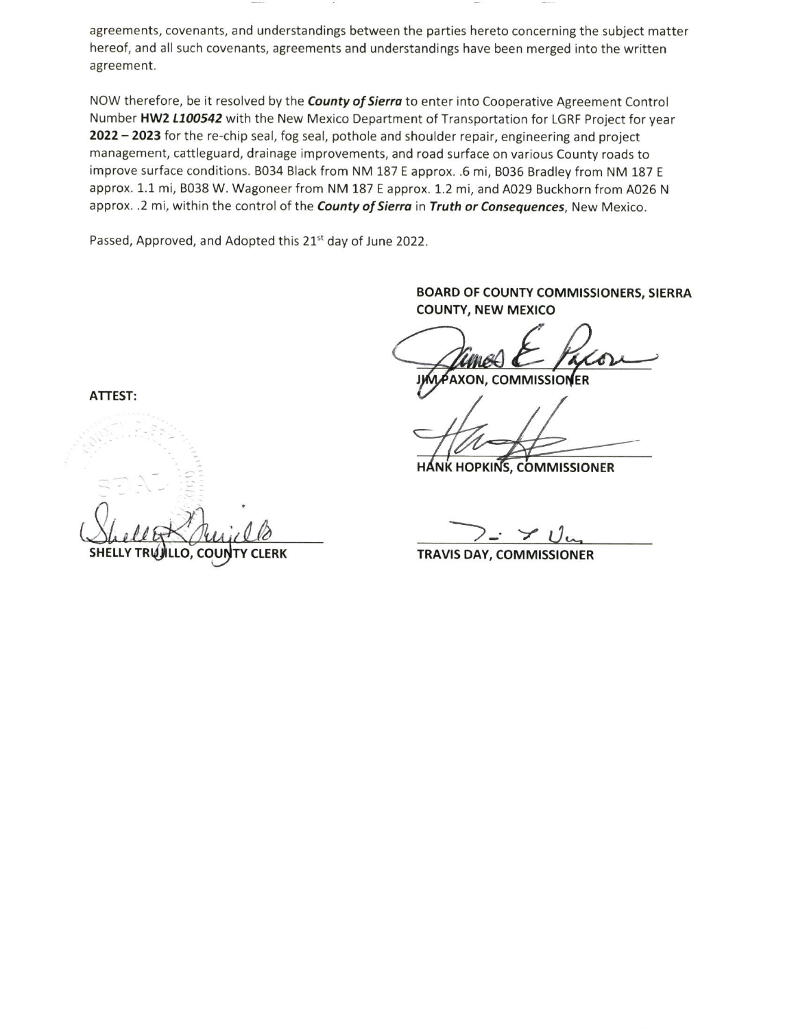agreements, covenants, and understandings between the parties hereto concerning the subject matter hereof, and all such covenants, agreements and understandings have been merged into the written agreement.

NOW therefore, be it resolved by the ***County of Sierra*** to enter into Cooperative Agreement Control Number **HW2** ***L100542*** with the New Mexico Department of Transportation for LGRF Project for year **2022 – 2023** for the re-chip seal, fog seal, pothole and shoulder repair, engineering and project management, cattleguard, drainage improvements, and road surface on various County roads to improve surface conditions. B034 Black from NM 187 E approx. .6 mi, B036 Bradley from NM 187 E approx. 1.1 mi, B038 W. Wagoneer from NM 187 E approx. 1.2 mi, and A029 Buckhorn from A026 N approx. .2 mi, within the control of the ***County of Sierra*** in ***Truth or Consequences***, New Mexico.

Passed, Approved, and Adopted this 21st day of June 2022.

**BOARD OF COUNTY COMMISSIONERS, SIERRA COUNTY, NEW MEXICO**

**JIM PAXON, COMMISSIONER**

**ATTEST:**

**HANK HOPKINS, COMMISSIONER**

**SHELLY TRUJILLO, COUNTY CLERK**

**TRAVIS DAY, COMMISSIONER**